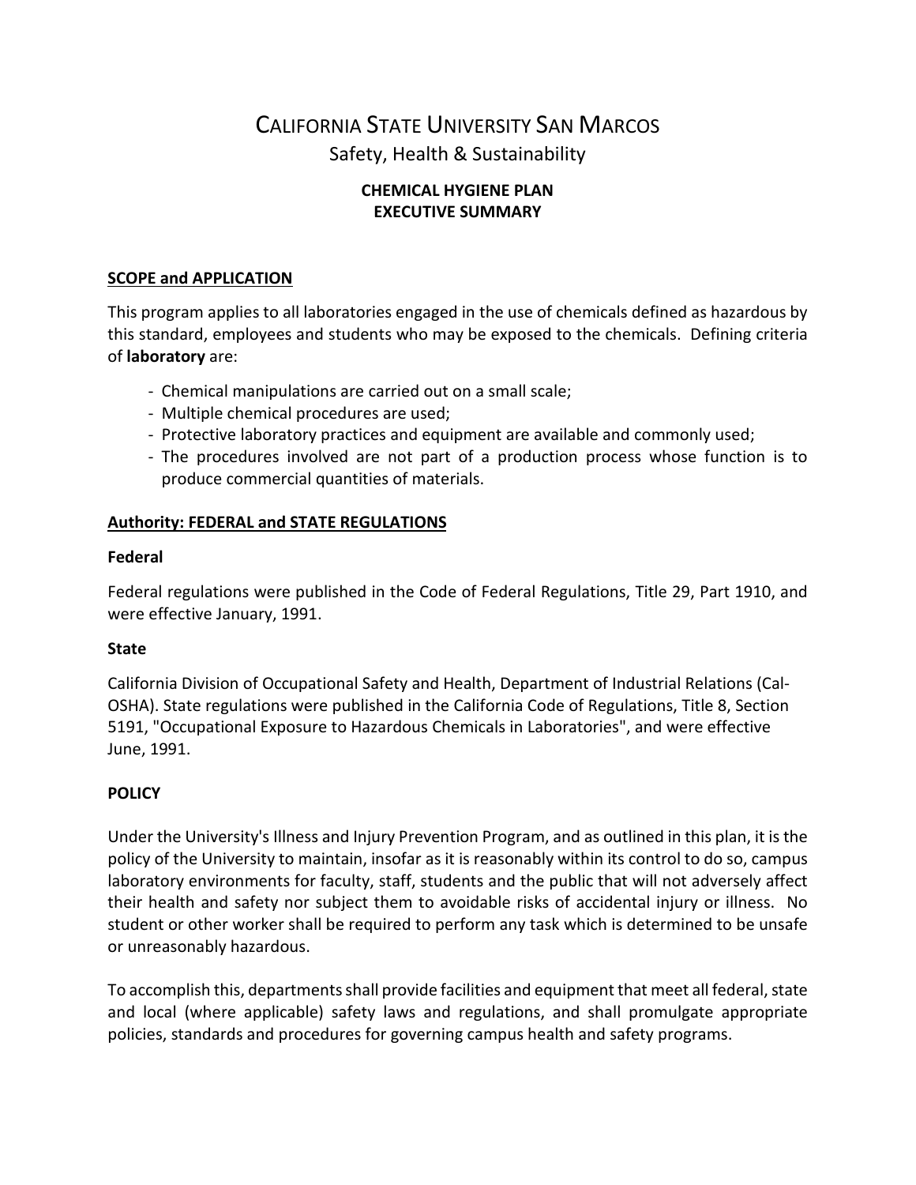# California State University San Marcos

## Safety, Health & Sustainability

### CHEMICAL HYGIENE PLAN
### EXECUTIVE SUMMARY

**SCOPE and APPLICATION**

This program applies to all laboratories engaged in the use of chemicals defined as hazardous by this standard, employees and students who may be exposed to the chemicals. Defining criteria of **laboratory** are:

- Chemical manipulations are carried out on a small scale;
- Multiple chemical procedures are used;
- Protective laboratory practices and equipment are available and commonly used;
- The procedures involved are not part of a production process whose function is to produce commercial quantities of materials.

**Authority: FEDERAL and STATE REGULATIONS**

**Federal**

Federal regulations were published in the Code of Federal Regulations, Title 29, Part 1910, and were effective January, 1991.

**State**

California Division of Occupational Safety and Health, Department of Industrial Relations (Cal-OSHA). State regulations were published in the California Code of Regulations, Title 8, Section 5191, "Occupational Exposure to Hazardous Chemicals in Laboratories", and were effective June, 1991.

**POLICY**

Under the University's Illness and Injury Prevention Program, and as outlined in this plan, it is the policy of the University to maintain, insofar as it is reasonably within its control to do so, campus laboratory environments for faculty, staff, students and the public that will not adversely affect their health and safety nor subject them to avoidable risks of accidental injury or illness. No student or other worker shall be required to perform any task which is determined to be unsafe or unreasonably hazardous.

To accomplish this, departments shall provide facilities and equipment that meet all federal, state and local (where applicable) safety laws and regulations, and shall promulgate appropriate policies, standards and procedures for governing campus health and safety programs.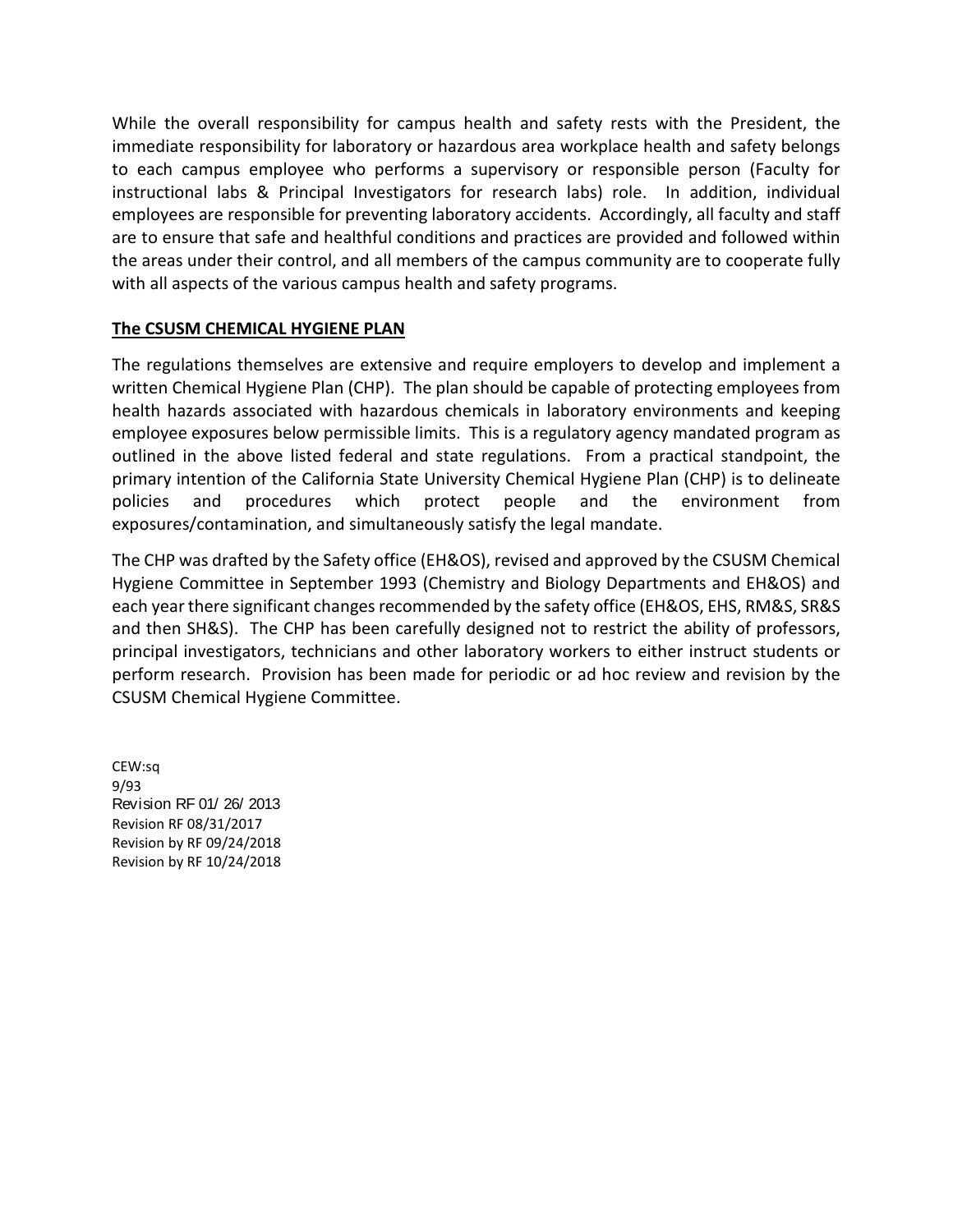While the overall responsibility for campus health and safety rests with the President, the immediate responsibility for laboratory or hazardous area workplace health and safety belongs to each campus employee who performs a supervisory or responsible person (Faculty for instructional labs & Principal Investigators for research labs) role. In addition, individual employees are responsible for preventing laboratory accidents. Accordingly, all faculty and staff are to ensure that safe and healthful conditions and practices are provided and followed within the areas under their control, and all members of the campus community are to cooperate fully with all aspects of the various campus health and safety programs.

## The CSUSM CHEMICAL HYGIENE PLAN

The regulations themselves are extensive and require employers to develop and implement a written Chemical Hygiene Plan (CHP). The plan should be capable of protecting employees from health hazards associated with hazardous chemicals in laboratory environments and keeping employee exposures below permissible limits. This is a regulatory agency mandated program as outlined in the above listed federal and state regulations. From a practical standpoint, the primary intention of the California State University Chemical Hygiene Plan (CHP) is to delineate policies and procedures which protect people and the environment from exposures/contamination, and simultaneously satisfy the legal mandate.

The CHP was drafted by the Safety office (EH&OS), revised and approved by the CSUSM Chemical Hygiene Committee in September 1993 (Chemistry and Biology Departments and EH&OS) and each year there significant changes recommended by the safety office (EH&OS, EHS, RM&S, SR&S and then SH&S). The CHP has been carefully designed not to restrict the ability of professors, principal investigators, technicians and other laboratory workers to either instruct students or perform research. Provision has been made for periodic or ad hoc review and revision by the CSUSM Chemical Hygiene Committee.

CEW:sq
9/93
Revision RF 01/ 26/ 2013
Revision RF 08/31/2017
Revision by RF 09/24/2018
Revision by RF 10/24/2018